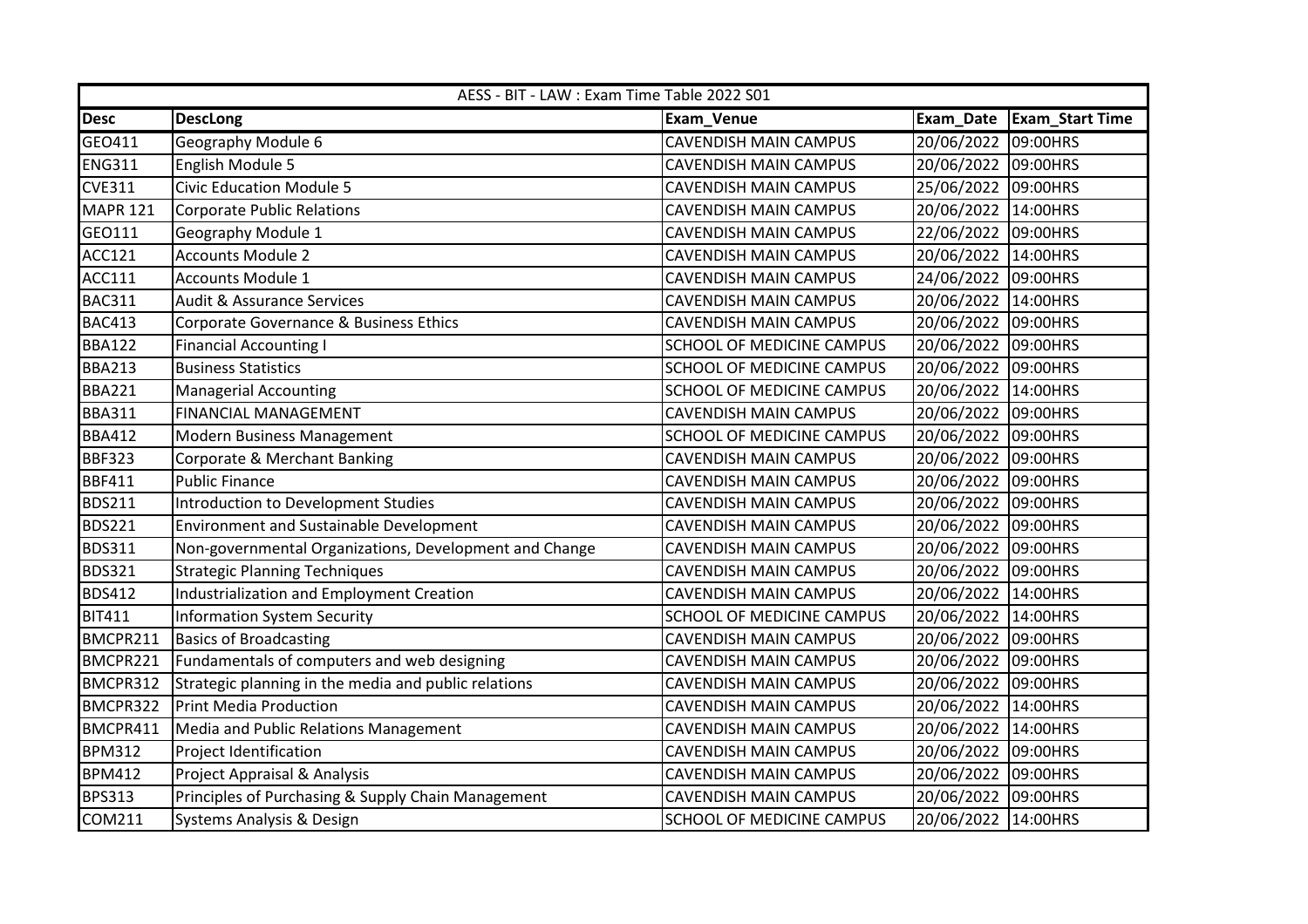| AESS - BIT - LAW : Exam Time Table 2022 S01 | | | | |
|---|---|---|---|---|
| **Desc** | **DescLong** | **Exam_Venue** | **Exam_Date** | **Exam_Start Time** |
| GEO411 | Geography Module 6 | CAVENDISH MAIN CAMPUS | 20/06/2022 | 09:00HRS |
| ENG311 | English Module 5 | CAVENDISH MAIN CAMPUS | 20/06/2022 | 09:00HRS |
| CVE311 | Civic Education Module 5 | CAVENDISH MAIN CAMPUS | 25/06/2022 | 09:00HRS |
| MAPR 121 | Corporate Public Relations | CAVENDISH MAIN CAMPUS | 20/06/2022 | 14:00HRS |
| GEO111 | Geography Module 1 | CAVENDISH MAIN CAMPUS | 22/06/2022 | 09:00HRS |
| ACC121 | Accounts Module 2 | CAVENDISH MAIN CAMPUS | 20/06/2022 | 14:00HRS |
| ACC111 | Accounts Module 1 | CAVENDISH MAIN CAMPUS | 24/06/2022 | 09:00HRS |
| BAC311 | Audit & Assurance Services | CAVENDISH MAIN CAMPUS | 20/06/2022 | 14:00HRS |
| BAC413 | Corporate Governance & Business Ethics | CAVENDISH MAIN CAMPUS | 20/06/2022 | 09:00HRS |
| BBA122 | Financial Accounting I | SCHOOL OF MEDICINE CAMPUS | 20/06/2022 | 09:00HRS |
| BBA213 | Business Statistics | SCHOOL OF MEDICINE CAMPUS | 20/06/2022 | 09:00HRS |
| BBA221 | Managerial Accounting | SCHOOL OF MEDICINE CAMPUS | 20/06/2022 | 14:00HRS |
| BBA311 | FINANCIAL MANAGEMENT | CAVENDISH MAIN CAMPUS | 20/06/2022 | 09:00HRS |
| BBA412 | Modern Business Management | SCHOOL OF MEDICINE CAMPUS | 20/06/2022 | 09:00HRS |
| BBF323 | Corporate & Merchant Banking | CAVENDISH MAIN CAMPUS | 20/06/2022 | 09:00HRS |
| BBF411 | Public Finance | CAVENDISH MAIN CAMPUS | 20/06/2022 | 09:00HRS |
| BDS211 | Introduction to Development Studies | CAVENDISH MAIN CAMPUS | 20/06/2022 | 09:00HRS |
| BDS221 | Environment and Sustainable Development | CAVENDISH MAIN CAMPUS | 20/06/2022 | 09:00HRS |
| BDS311 | Non-governmental Organizations, Development and Change | CAVENDISH MAIN CAMPUS | 20/06/2022 | 09:00HRS |
| BDS321 | Strategic Planning Techniques | CAVENDISH MAIN CAMPUS | 20/06/2022 | 09:00HRS |
| BDS412 | Industrialization and Employment Creation | CAVENDISH MAIN CAMPUS | 20/06/2022 | 14:00HRS |
| BIT411 | Information System Security | SCHOOL OF MEDICINE CAMPUS | 20/06/2022 | 14:00HRS |
| BMCPR211 | Basics of Broadcasting | CAVENDISH MAIN CAMPUS | 20/06/2022 | 09:00HRS |
| BMCPR221 | Fundamentals of computers and web designing | CAVENDISH MAIN CAMPUS | 20/06/2022 | 09:00HRS |
| BMCPR312 | Strategic planning in the media and public relations | CAVENDISH MAIN CAMPUS | 20/06/2022 | 09:00HRS |
| BMCPR322 | Print Media Production | CAVENDISH MAIN CAMPUS | 20/06/2022 | 14:00HRS |
| BMCPR411 | Media and Public Relations Management | CAVENDISH MAIN CAMPUS | 20/06/2022 | 14:00HRS |
| BPM312 | Project Identification | CAVENDISH MAIN CAMPUS | 20/06/2022 | 09:00HRS |
| BPM412 | Project Appraisal & Analysis | CAVENDISH MAIN CAMPUS | 20/06/2022 | 09:00HRS |
| BPS313 | Principles of Purchasing & Supply Chain Management | CAVENDISH MAIN CAMPUS | 20/06/2022 | 09:00HRS |
| COM211 | Systems Analysis & Design | SCHOOL OF MEDICINE CAMPUS | 20/06/2022 | 14:00HRS |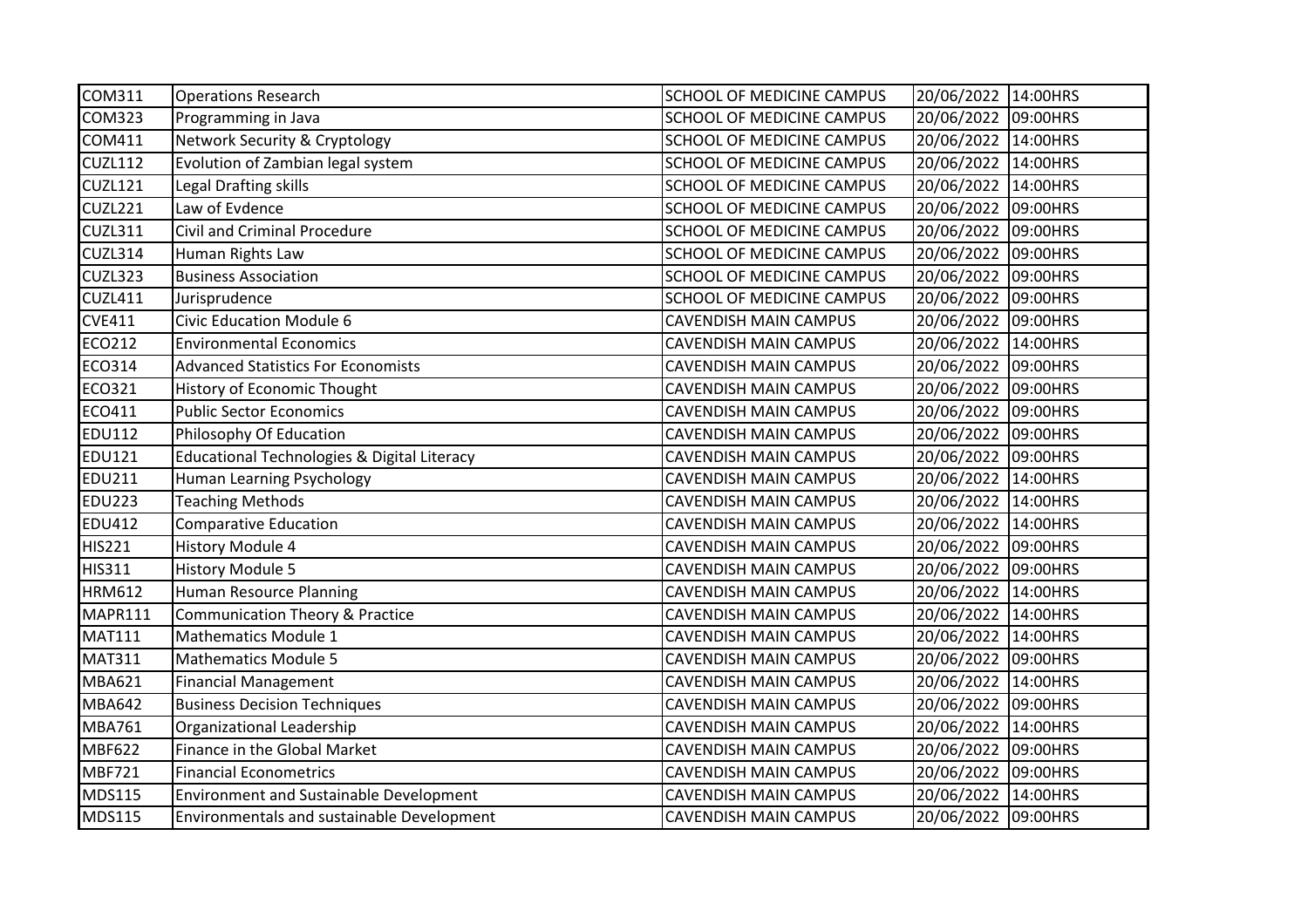| | | | | |
|---|---|---|---|---|
| COM311 | Operations Research | SCHOOL OF MEDICINE CAMPUS | 20/06/2022 | 14:00HRS |
| COM323 | Programming in Java | SCHOOL OF MEDICINE CAMPUS | 20/06/2022 | 09:00HRS |
| COM411 | Network Security & Cryptology | SCHOOL OF MEDICINE CAMPUS | 20/06/2022 | 14:00HRS |
| CUZL112 | Evolution of Zambian legal system | SCHOOL OF MEDICINE CAMPUS | 20/06/2022 | 14:00HRS |
| CUZL121 | Legal Drafting skills | SCHOOL OF MEDICINE CAMPUS | 20/06/2022 | 14:00HRS |
| CUZL221 | Law of Evdence | SCHOOL OF MEDICINE CAMPUS | 20/06/2022 | 09:00HRS |
| CUZL311 | Civil and Criminal Procedure | SCHOOL OF MEDICINE CAMPUS | 20/06/2022 | 09:00HRS |
| CUZL314 | Human Rights Law | SCHOOL OF MEDICINE CAMPUS | 20/06/2022 | 09:00HRS |
| CUZL323 | Business Association | SCHOOL OF MEDICINE CAMPUS | 20/06/2022 | 09:00HRS |
| CUZL411 | Jurisprudence | SCHOOL OF MEDICINE CAMPUS | 20/06/2022 | 09:00HRS |
| CVE411 | Civic Education Module 6 | CAVENDISH MAIN CAMPUS | 20/06/2022 | 09:00HRS |
| ECO212 | Environmental Economics | CAVENDISH MAIN CAMPUS | 20/06/2022 | 14:00HRS |
| ECO314 | Advanced Statistics For Economists | CAVENDISH MAIN CAMPUS | 20/06/2022 | 09:00HRS |
| ECO321 | History of Economic Thought | CAVENDISH MAIN CAMPUS | 20/06/2022 | 09:00HRS |
| ECO411 | Public Sector Economics | CAVENDISH MAIN CAMPUS | 20/06/2022 | 09:00HRS |
| EDU112 | Philosophy Of Education | CAVENDISH MAIN CAMPUS | 20/06/2022 | 09:00HRS |
| EDU121 | Educational Technologies & Digital Literacy | CAVENDISH MAIN CAMPUS | 20/06/2022 | 09:00HRS |
| EDU211 | Human Learning Psychology | CAVENDISH MAIN CAMPUS | 20/06/2022 | 14:00HRS |
| EDU223 | Teaching Methods | CAVENDISH MAIN CAMPUS | 20/06/2022 | 14:00HRS |
| EDU412 | Comparative Education | CAVENDISH MAIN CAMPUS | 20/06/2022 | 14:00HRS |
| HIS221 | History Module 4 | CAVENDISH MAIN CAMPUS | 20/06/2022 | 09:00HRS |
| HIS311 | History Module 5 | CAVENDISH MAIN CAMPUS | 20/06/2022 | 09:00HRS |
| HRM612 | Human Resource Planning | CAVENDISH MAIN CAMPUS | 20/06/2022 | 14:00HRS |
| MAPR111 | Communication Theory & Practice | CAVENDISH MAIN CAMPUS | 20/06/2022 | 14:00HRS |
| MAT111 | Mathematics Module 1 | CAVENDISH MAIN CAMPUS | 20/06/2022 | 14:00HRS |
| MAT311 | Mathematics Module 5 | CAVENDISH MAIN CAMPUS | 20/06/2022 | 09:00HRS |
| MBA621 | Financial Management | CAVENDISH MAIN CAMPUS | 20/06/2022 | 14:00HRS |
| MBA642 | Business Decision Techniques | CAVENDISH MAIN CAMPUS | 20/06/2022 | 09:00HRS |
| MBA761 | Organizational Leadership | CAVENDISH MAIN CAMPUS | 20/06/2022 | 14:00HRS |
| MBF622 | Finance in the Global Market | CAVENDISH MAIN CAMPUS | 20/06/2022 | 09:00HRS |
| MBF721 | Financial Econometrics | CAVENDISH MAIN CAMPUS | 20/06/2022 | 09:00HRS |
| MDS115 | Environment and Sustainable Development | CAVENDISH MAIN CAMPUS | 20/06/2022 | 14:00HRS |
| MDS115 | Environmentals and sustainable Development | CAVENDISH MAIN CAMPUS | 20/06/2022 | 09:00HRS |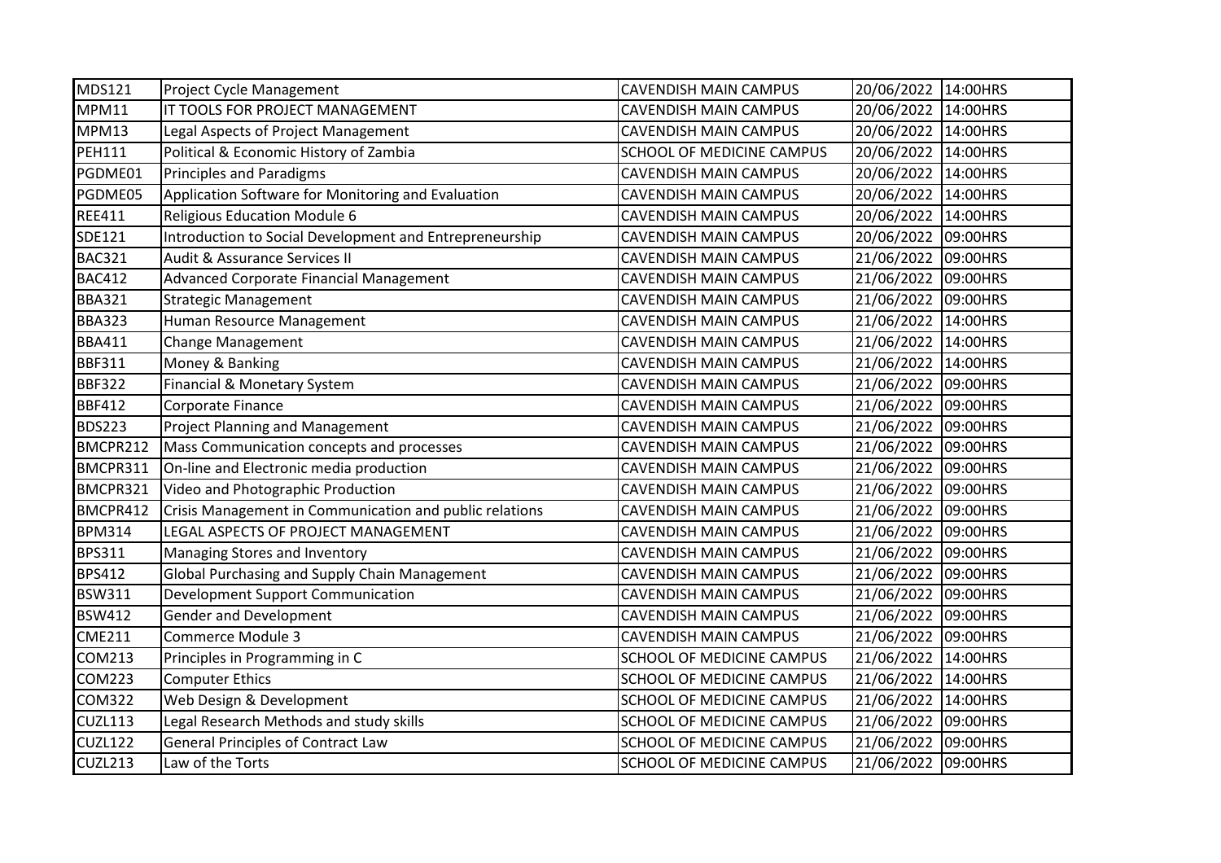| MDS121 | Project Cycle Management | CAVENDISH MAIN CAMPUS | 20/06/2022 | 14:00HRS |
|---|---|---|---|---|
| MPM11 | IT TOOLS FOR PROJECT MANAGEMENT | CAVENDISH MAIN CAMPUS | 20/06/2022 | 14:00HRS |
| MPM13 | Legal Aspects of Project Management | CAVENDISH MAIN CAMPUS | 20/06/2022 | 14:00HRS |
| PEH111 | Political & Economic History of Zambia | SCHOOL OF MEDICINE CAMPUS | 20/06/2022 | 14:00HRS |
| PGDME01 | Principles and Paradigms | CAVENDISH MAIN CAMPUS | 20/06/2022 | 14:00HRS |
| PGDME05 | Application Software for Monitoring and Evaluation | CAVENDISH MAIN CAMPUS | 20/06/2022 | 14:00HRS |
| REE411 | Religious Education Module 6 | CAVENDISH MAIN CAMPUS | 20/06/2022 | 14:00HRS |
| SDE121 | Introduction to Social Development and Entrepreneurship | CAVENDISH MAIN CAMPUS | 20/06/2022 | 09:00HRS |
| BAC321 | Audit & Assurance Services II | CAVENDISH MAIN CAMPUS | 21/06/2022 | 09:00HRS |
| BAC412 | Advanced Corporate Financial Management | CAVENDISH MAIN CAMPUS | 21/06/2022 | 09:00HRS |
| BBA321 | Strategic Management | CAVENDISH MAIN CAMPUS | 21/06/2022 | 09:00HRS |
| BBA323 | Human Resource Management | CAVENDISH MAIN CAMPUS | 21/06/2022 | 14:00HRS |
| BBA411 | Change Management | CAVENDISH MAIN CAMPUS | 21/06/2022 | 14:00HRS |
| BBF311 | Money & Banking | CAVENDISH MAIN CAMPUS | 21/06/2022 | 14:00HRS |
| BBF322 | Financial & Monetary System | CAVENDISH MAIN CAMPUS | 21/06/2022 | 09:00HRS |
| BBF412 | Corporate Finance | CAVENDISH MAIN CAMPUS | 21/06/2022 | 09:00HRS |
| BDS223 | Project Planning and Management | CAVENDISH MAIN CAMPUS | 21/06/2022 | 09:00HRS |
| BMCPR212 | Mass Communication concepts and processes | CAVENDISH MAIN CAMPUS | 21/06/2022 | 09:00HRS |
| BMCPR311 | On-line and Electronic media production | CAVENDISH MAIN CAMPUS | 21/06/2022 | 09:00HRS |
| BMCPR321 | Video and Photographic Production | CAVENDISH MAIN CAMPUS | 21/06/2022 | 09:00HRS |
| BMCPR412 | Crisis Management in Communication and public relations | CAVENDISH MAIN CAMPUS | 21/06/2022 | 09:00HRS |
| BPM314 | LEGAL ASPECTS OF PROJECT MANAGEMENT | CAVENDISH MAIN CAMPUS | 21/06/2022 | 09:00HRS |
| BPS311 | Managing Stores and Inventory | CAVENDISH MAIN CAMPUS | 21/06/2022 | 09:00HRS |
| BPS412 | Global Purchasing and Supply Chain Management | CAVENDISH MAIN CAMPUS | 21/06/2022 | 09:00HRS |
| BSW311 | Development Support Communication | CAVENDISH MAIN CAMPUS | 21/06/2022 | 09:00HRS |
| BSW412 | Gender and Development | CAVENDISH MAIN CAMPUS | 21/06/2022 | 09:00HRS |
| CME211 | Commerce Module 3 | CAVENDISH MAIN CAMPUS | 21/06/2022 | 09:00HRS |
| COM213 | Principles in Programming in C | SCHOOL OF MEDICINE CAMPUS | 21/06/2022 | 14:00HRS |
| COM223 | Computer Ethics | SCHOOL OF MEDICINE CAMPUS | 21/06/2022 | 14:00HRS |
| COM322 | Web Design & Development | SCHOOL OF MEDICINE CAMPUS | 21/06/2022 | 14:00HRS |
| CUZL113 | Legal Research Methods and study skills | SCHOOL OF MEDICINE CAMPUS | 21/06/2022 | 09:00HRS |
| CUZL122 | General Principles of Contract Law | SCHOOL OF MEDICINE CAMPUS | 21/06/2022 | 09:00HRS |
| CUZL213 | Law of the Torts | SCHOOL OF MEDICINE CAMPUS | 21/06/2022 | 09:00HRS |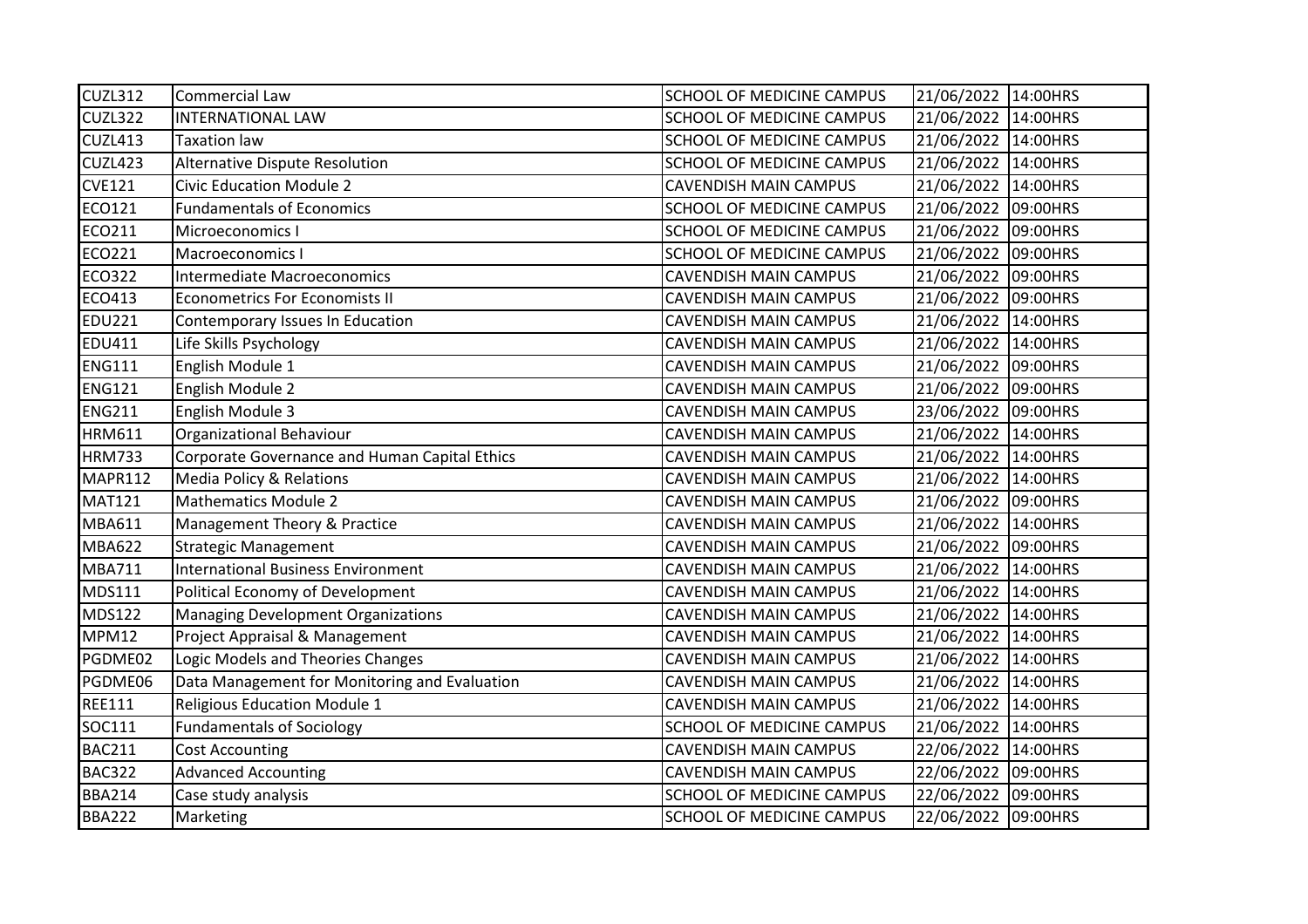| CUZL312 | Commercial Law | SCHOOL OF MEDICINE CAMPUS | 21/06/2022 | 14:00HRS |
|---|---|---|---|---|
| CUZL322 | INTERNATIONAL LAW | SCHOOL OF MEDICINE CAMPUS | 21/06/2022 | 14:00HRS |
| CUZL413 | Taxation law | SCHOOL OF MEDICINE CAMPUS | 21/06/2022 | 14:00HRS |
| CUZL423 | Alternative Dispute Resolution | SCHOOL OF MEDICINE CAMPUS | 21/06/2022 | 14:00HRS |
| CVE121 | Civic Education Module 2 | CAVENDISH MAIN CAMPUS | 21/06/2022 | 14:00HRS |
| ECO121 | Fundamentals of Economics | SCHOOL OF MEDICINE CAMPUS | 21/06/2022 | 09:00HRS |
| ECO211 | Microeconomics I | SCHOOL OF MEDICINE CAMPUS | 21/06/2022 | 09:00HRS |
| ECO221 | Macroeconomics I | SCHOOL OF MEDICINE CAMPUS | 21/06/2022 | 09:00HRS |
| ECO322 | Intermediate Macroeconomics | CAVENDISH MAIN CAMPUS | 21/06/2022 | 09:00HRS |
| ECO413 | Econometrics For Economists II | CAVENDISH MAIN CAMPUS | 21/06/2022 | 09:00HRS |
| EDU221 | Contemporary Issues In Education | CAVENDISH MAIN CAMPUS | 21/06/2022 | 14:00HRS |
| EDU411 | Life Skills Psychology | CAVENDISH MAIN CAMPUS | 21/06/2022 | 14:00HRS |
| ENG111 | English Module 1 | CAVENDISH MAIN CAMPUS | 21/06/2022 | 09:00HRS |
| ENG121 | English Module 2 | CAVENDISH MAIN CAMPUS | 21/06/2022 | 09:00HRS |
| ENG211 | English Module 3 | CAVENDISH MAIN CAMPUS | 23/06/2022 | 09:00HRS |
| HRM611 | Organizational Behaviour | CAVENDISH MAIN CAMPUS | 21/06/2022 | 14:00HRS |
| HRM733 | Corporate Governance and Human Capital Ethics | CAVENDISH MAIN CAMPUS | 21/06/2022 | 14:00HRS |
| MAPR112 | Media Policy & Relations | CAVENDISH MAIN CAMPUS | 21/06/2022 | 14:00HRS |
| MAT121 | Mathematics Module 2 | CAVENDISH MAIN CAMPUS | 21/06/2022 | 09:00HRS |
| MBA611 | Management Theory & Practice | CAVENDISH MAIN CAMPUS | 21/06/2022 | 14:00HRS |
| MBA622 | Strategic Management | CAVENDISH MAIN CAMPUS | 21/06/2022 | 09:00HRS |
| MBA711 | International Business Environment | CAVENDISH MAIN CAMPUS | 21/06/2022 | 14:00HRS |
| MDS111 | Political Economy of Development | CAVENDISH MAIN CAMPUS | 21/06/2022 | 14:00HRS |
| MDS122 | Managing Development Organizations | CAVENDISH MAIN CAMPUS | 21/06/2022 | 14:00HRS |
| MPM12 | Project Appraisal & Management | CAVENDISH MAIN CAMPUS | 21/06/2022 | 14:00HRS |
| PGDME02 | Logic Models and Theories Changes | CAVENDISH MAIN CAMPUS | 21/06/2022 | 14:00HRS |
| PGDME06 | Data Management for Monitoring and Evaluation | CAVENDISH MAIN CAMPUS | 21/06/2022 | 14:00HRS |
| REE111 | Religious Education Module 1 | CAVENDISH MAIN CAMPUS | 21/06/2022 | 14:00HRS |
| SOC111 | Fundamentals of Sociology | SCHOOL OF MEDICINE CAMPUS | 21/06/2022 | 14:00HRS |
| BAC211 | Cost Accounting | CAVENDISH MAIN CAMPUS | 22/06/2022 | 14:00HRS |
| BAC322 | Advanced Accounting | CAVENDISH MAIN CAMPUS | 22/06/2022 | 09:00HRS |
| BBA214 | Case study analysis | SCHOOL OF MEDICINE CAMPUS | 22/06/2022 | 09:00HRS |
| BBA222 | Marketing | SCHOOL OF MEDICINE CAMPUS | 22/06/2022 | 09:00HRS |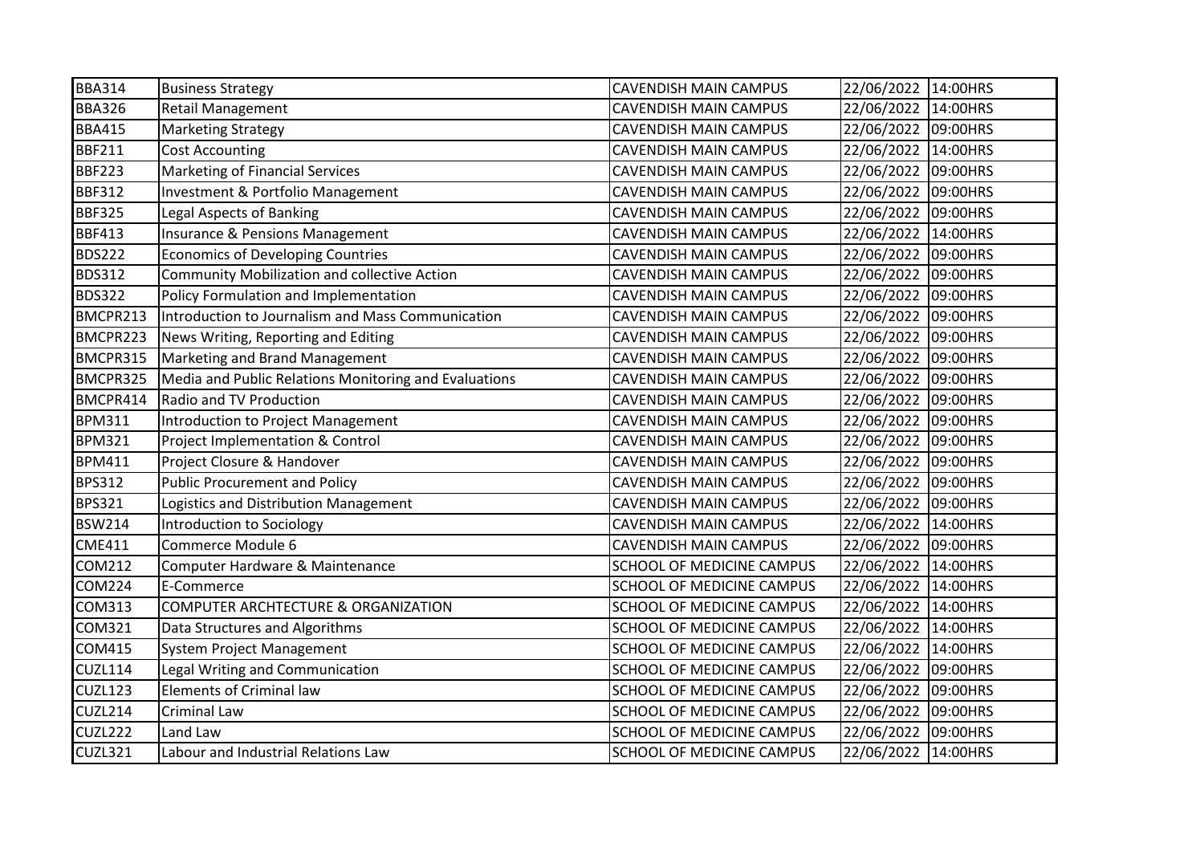| | | | | |
|---|---|---|---|---|
| BBA314 | Business Strategy | CAVENDISH MAIN CAMPUS | 22/06/2022 | 14:00HRS |
| BBA326 | Retail Management | CAVENDISH MAIN CAMPUS | 22/06/2022 | 14:00HRS |
| BBA415 | Marketing Strategy | CAVENDISH MAIN CAMPUS | 22/06/2022 | 09:00HRS |
| BBF211 | Cost Accounting | CAVENDISH MAIN CAMPUS | 22/06/2022 | 14:00HRS |
| BBF223 | Marketing of Financial Services | CAVENDISH MAIN CAMPUS | 22/06/2022 | 09:00HRS |
| BBF312 | Investment & Portfolio Management | CAVENDISH MAIN CAMPUS | 22/06/2022 | 09:00HRS |
| BBF325 | Legal Aspects of Banking | CAVENDISH MAIN CAMPUS | 22/06/2022 | 09:00HRS |
| BBF413 | Insurance & Pensions Management | CAVENDISH MAIN CAMPUS | 22/06/2022 | 14:00HRS |
| BDS222 | Economics of Developing Countries | CAVENDISH MAIN CAMPUS | 22/06/2022 | 09:00HRS |
| BDS312 | Community Mobilization and collective Action | CAVENDISH MAIN CAMPUS | 22/06/2022 | 09:00HRS |
| BDS322 | Policy Formulation and Implementation | CAVENDISH MAIN CAMPUS | 22/06/2022 | 09:00HRS |
| BMCPR213 | Introduction to Journalism and Mass Communication | CAVENDISH MAIN CAMPUS | 22/06/2022 | 09:00HRS |
| BMCPR223 | News Writing, Reporting and Editing | CAVENDISH MAIN CAMPUS | 22/06/2022 | 09:00HRS |
| BMCPR315 | Marketing and Brand Management | CAVENDISH MAIN CAMPUS | 22/06/2022 | 09:00HRS |
| BMCPR325 | Media and Public Relations Monitoring and Evaluations | CAVENDISH MAIN CAMPUS | 22/06/2022 | 09:00HRS |
| BMCPR414 | Radio and TV Production | CAVENDISH MAIN CAMPUS | 22/06/2022 | 09:00HRS |
| BPM311 | Introduction to Project Management | CAVENDISH MAIN CAMPUS | 22/06/2022 | 09:00HRS |
| BPM321 | Project Implementation & Control | CAVENDISH MAIN CAMPUS | 22/06/2022 | 09:00HRS |
| BPM411 | Project Closure & Handover | CAVENDISH MAIN CAMPUS | 22/06/2022 | 09:00HRS |
| BPS312 | Public Procurement and Policy | CAVENDISH MAIN CAMPUS | 22/06/2022 | 09:00HRS |
| BPS321 | Logistics and Distribution Management | CAVENDISH MAIN CAMPUS | 22/06/2022 | 09:00HRS |
| BSW214 | Introduction to Sociology | CAVENDISH MAIN CAMPUS | 22/06/2022 | 14:00HRS |
| CME411 | Commerce Module 6 | CAVENDISH MAIN CAMPUS | 22/06/2022 | 09:00HRS |
| COM212 | Computer Hardware & Maintenance | SCHOOL OF MEDICINE CAMPUS | 22/06/2022 | 14:00HRS |
| COM224 | E-Commerce | SCHOOL OF MEDICINE CAMPUS | 22/06/2022 | 14:00HRS |
| COM313 | COMPUTER ARCHTECTURE & ORGANIZATION | SCHOOL OF MEDICINE CAMPUS | 22/06/2022 | 14:00HRS |
| COM321 | Data Structures and Algorithms | SCHOOL OF MEDICINE CAMPUS | 22/06/2022 | 14:00HRS |
| COM415 | System Project Management | SCHOOL OF MEDICINE CAMPUS | 22/06/2022 | 14:00HRS |
| CUZL114 | Legal Writing and Communication | SCHOOL OF MEDICINE CAMPUS | 22/06/2022 | 09:00HRS |
| CUZL123 | Elements of Criminal law | SCHOOL OF MEDICINE CAMPUS | 22/06/2022 | 09:00HRS |
| CUZL214 | Criminal Law | SCHOOL OF MEDICINE CAMPUS | 22/06/2022 | 09:00HRS |
| CUZL222 | Land Law | SCHOOL OF MEDICINE CAMPUS | 22/06/2022 | 09:00HRS |
| CUZL321 | Labour and Industrial Relations Law | SCHOOL OF MEDICINE CAMPUS | 22/06/2022 | 14:00HRS |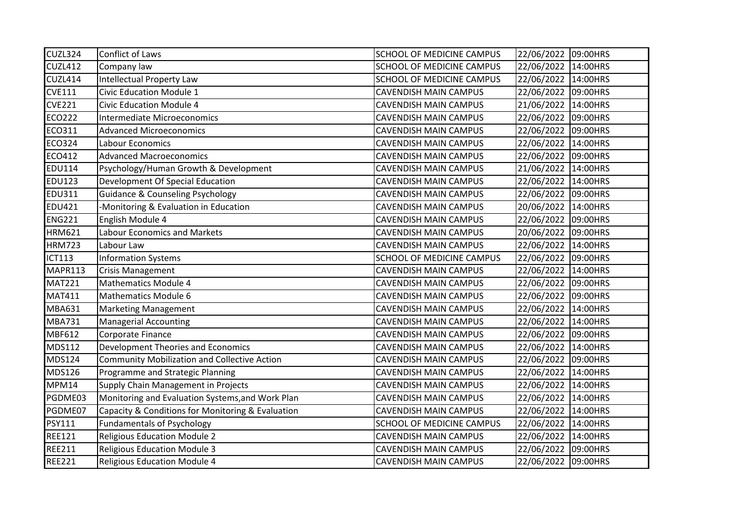| CUZL324 | Conflict of Laws | SCHOOL OF MEDICINE CAMPUS | 22/06/2022 | 09:00HRS |
|---|---|---|---|---|
| CUZL412 | Company law | SCHOOL OF MEDICINE CAMPUS | 22/06/2022 | 14:00HRS |
| CUZL414 | Intellectual Property Law | SCHOOL OF MEDICINE CAMPUS | 22/06/2022 | 14:00HRS |
| CVE111 | Civic Education Module 1 | CAVENDISH MAIN CAMPUS | 22/06/2022 | 09:00HRS |
| CVE221 | Civic Education Module 4 | CAVENDISH MAIN CAMPUS | 21/06/2022 | 14:00HRS |
| ECO222 | Intermediate Microeconomics | CAVENDISH MAIN CAMPUS | 22/06/2022 | 09:00HRS |
| ECO311 | Advanced Microeconomics | CAVENDISH MAIN CAMPUS | 22/06/2022 | 09:00HRS |
| ECO324 | Labour Economics | CAVENDISH MAIN CAMPUS | 22/06/2022 | 14:00HRS |
| ECO412 | Advanced Macroeconomics | CAVENDISH MAIN CAMPUS | 22/06/2022 | 09:00HRS |
| EDU114 | Psychology/Human Growth & Development | CAVENDISH MAIN CAMPUS | 21/06/2022 | 14:00HRS |
| EDU123 | Development Of Special Education | CAVENDISH MAIN CAMPUS | 22/06/2022 | 14:00HRS |
| EDU311 | Guidance & Counseling Psychology | CAVENDISH MAIN CAMPUS | 22/06/2022 | 09:00HRS |
| EDU421 | -Monitoring & Evaluation in Education | CAVENDISH MAIN CAMPUS | 20/06/2022 | 14:00HRS |
| ENG221 | English Module 4 | CAVENDISH MAIN CAMPUS | 22/06/2022 | 09:00HRS |
| HRM621 | Labour Economics and Markets | CAVENDISH MAIN CAMPUS | 20/06/2022 | 09:00HRS |
| HRM723 | Labour Law | CAVENDISH MAIN CAMPUS | 22/06/2022 | 14:00HRS |
| ICT113 | Information Systems | SCHOOL OF MEDICINE CAMPUS | 22/06/2022 | 09:00HRS |
| MAPR113 | Crisis Management | CAVENDISH MAIN CAMPUS | 22/06/2022 | 14:00HRS |
| MAT221 | Mathematics Module 4 | CAVENDISH MAIN CAMPUS | 22/06/2022 | 09:00HRS |
| MAT411 | Mathematics Module 6 | CAVENDISH MAIN CAMPUS | 22/06/2022 | 09:00HRS |
| MBA631 | Marketing Management | CAVENDISH MAIN CAMPUS | 22/06/2022 | 14:00HRS |
| MBA731 | Managerial Accounting | CAVENDISH MAIN CAMPUS | 22/06/2022 | 14:00HRS |
| MBF612 | Corporate Finance | CAVENDISH MAIN CAMPUS | 22/06/2022 | 09:00HRS |
| MDS112 | Development Theories and Economics | CAVENDISH MAIN CAMPUS | 22/06/2022 | 14:00HRS |
| MDS124 | Community Mobilization and Collective Action | CAVENDISH MAIN CAMPUS | 22/06/2022 | 09:00HRS |
| MDS126 | Programme and Strategic Planning | CAVENDISH MAIN CAMPUS | 22/06/2022 | 14:00HRS |
| MPM14 | Supply Chain Management in Projects | CAVENDISH MAIN CAMPUS | 22/06/2022 | 14:00HRS |
| PGDME03 | Monitoring and Evaluation Systems,and Work Plan | CAVENDISH MAIN CAMPUS | 22/06/2022 | 14:00HRS |
| PGDME07 | Capacity & Conditions for Monitoring & Evaluation | CAVENDISH MAIN CAMPUS | 22/06/2022 | 14:00HRS |
| PSY111 | Fundamentals of Psychology | SCHOOL OF MEDICINE CAMPUS | 22/06/2022 | 14:00HRS |
| REE121 | Religious Education Module 2 | CAVENDISH MAIN CAMPUS | 22/06/2022 | 14:00HRS |
| REE211 | Religious Education Module 3 | CAVENDISH MAIN CAMPUS | 22/06/2022 | 09:00HRS |
| REE221 | Religious Education Module 4 | CAVENDISH MAIN CAMPUS | 22/06/2022 | 09:00HRS |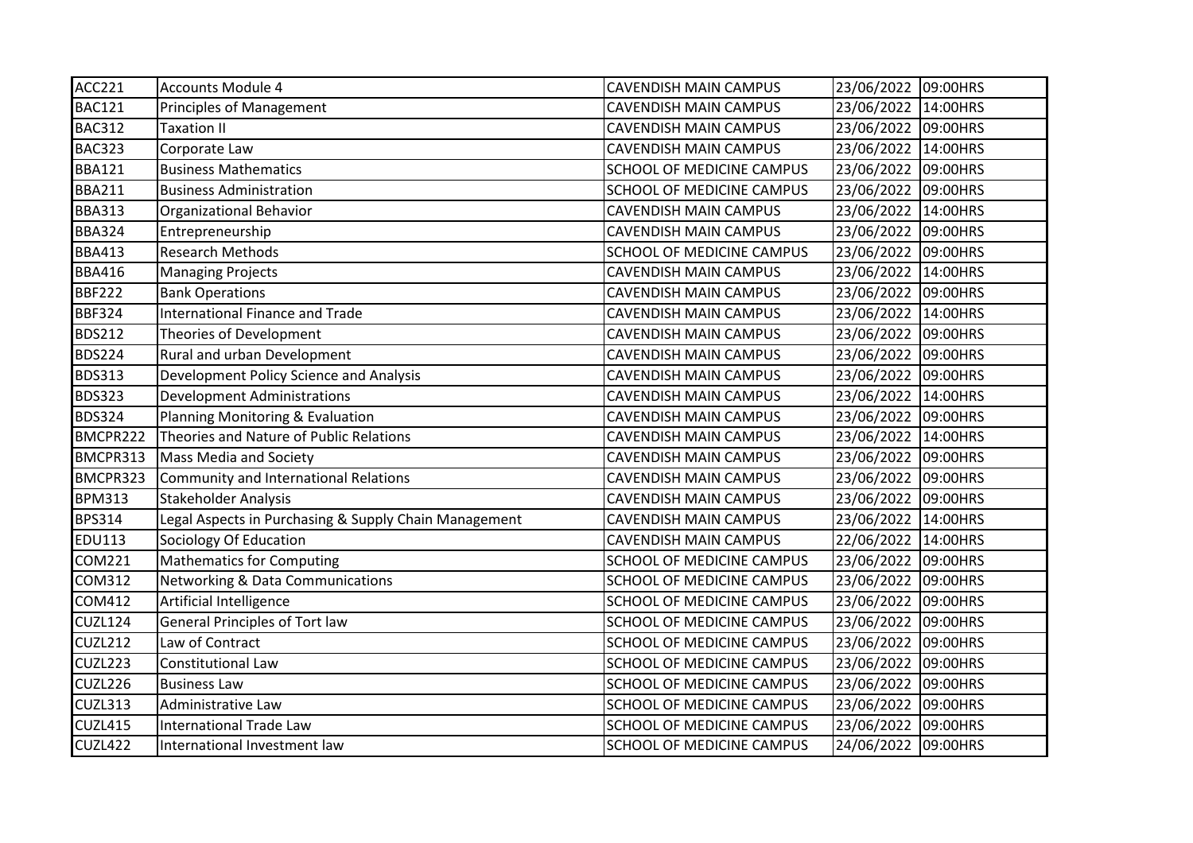| | | | | |
|---|---|---|---|---|
| ACC221 | Accounts Module 4 | CAVENDISH MAIN CAMPUS | 23/06/2022 | 09:00HRS |
| BAC121 | Principles of Management | CAVENDISH MAIN CAMPUS | 23/06/2022 | 14:00HRS |
| BAC312 | Taxation II | CAVENDISH MAIN CAMPUS | 23/06/2022 | 09:00HRS |
| BAC323 | Corporate Law | CAVENDISH MAIN CAMPUS | 23/06/2022 | 14:00HRS |
| BBA121 | Business Mathematics | SCHOOL OF MEDICINE CAMPUS | 23/06/2022 | 09:00HRS |
| BBA211 | Business Administration | SCHOOL OF MEDICINE CAMPUS | 23/06/2022 | 09:00HRS |
| BBA313 | Organizational Behavior | CAVENDISH MAIN CAMPUS | 23/06/2022 | 14:00HRS |
| BBA324 | Entrepreneurship | CAVENDISH MAIN CAMPUS | 23/06/2022 | 09:00HRS |
| BBA413 | Research Methods | SCHOOL OF MEDICINE CAMPUS | 23/06/2022 | 09:00HRS |
| BBA416 | Managing Projects | CAVENDISH MAIN CAMPUS | 23/06/2022 | 14:00HRS |
| BBF222 | Bank Operations | CAVENDISH MAIN CAMPUS | 23/06/2022 | 09:00HRS |
| BBF324 | International Finance and Trade | CAVENDISH MAIN CAMPUS | 23/06/2022 | 14:00HRS |
| BDS212 | Theories of Development | CAVENDISH MAIN CAMPUS | 23/06/2022 | 09:00HRS |
| BDS224 | Rural and urban Development | CAVENDISH MAIN CAMPUS | 23/06/2022 | 09:00HRS |
| BDS313 | Development Policy Science and Analysis | CAVENDISH MAIN CAMPUS | 23/06/2022 | 09:00HRS |
| BDS323 | Development Administrations | CAVENDISH MAIN CAMPUS | 23/06/2022 | 14:00HRS |
| BDS324 | Planning Monitoring & Evaluation | CAVENDISH MAIN CAMPUS | 23/06/2022 | 09:00HRS |
| BMCPR222 | Theories and Nature of Public Relations | CAVENDISH MAIN CAMPUS | 23/06/2022 | 14:00HRS |
| BMCPR313 | Mass Media and Society | CAVENDISH MAIN CAMPUS | 23/06/2022 | 09:00HRS |
| BMCPR323 | Community and International Relations | CAVENDISH MAIN CAMPUS | 23/06/2022 | 09:00HRS |
| BPM313 | Stakeholder Analysis | CAVENDISH MAIN CAMPUS | 23/06/2022 | 09:00HRS |
| BPS314 | Legal Aspects in Purchasing & Supply Chain Management | CAVENDISH MAIN CAMPUS | 23/06/2022 | 14:00HRS |
| EDU113 | Sociology Of Education | CAVENDISH MAIN CAMPUS | 22/06/2022 | 14:00HRS |
| COM221 | Mathematics for Computing | SCHOOL OF MEDICINE CAMPUS | 23/06/2022 | 09:00HRS |
| COM312 | Networking & Data Communications | SCHOOL OF MEDICINE CAMPUS | 23/06/2022 | 09:00HRS |
| COM412 | Artificial Intelligence | SCHOOL OF MEDICINE CAMPUS | 23/06/2022 | 09:00HRS |
| CUZL124 | General Principles of Tort law | SCHOOL OF MEDICINE CAMPUS | 23/06/2022 | 09:00HRS |
| CUZL212 | Law of Contract | SCHOOL OF MEDICINE CAMPUS | 23/06/2022 | 09:00HRS |
| CUZL223 | Constitutional Law | SCHOOL OF MEDICINE CAMPUS | 23/06/2022 | 09:00HRS |
| CUZL226 | Business Law | SCHOOL OF MEDICINE CAMPUS | 23/06/2022 | 09:00HRS |
| CUZL313 | Administrative Law | SCHOOL OF MEDICINE CAMPUS | 23/06/2022 | 09:00HRS |
| CUZL415 | International Trade Law | SCHOOL OF MEDICINE CAMPUS | 23/06/2022 | 09:00HRS |
| CUZL422 | International Investment law | SCHOOL OF MEDICINE CAMPUS | 24/06/2022 | 09:00HRS |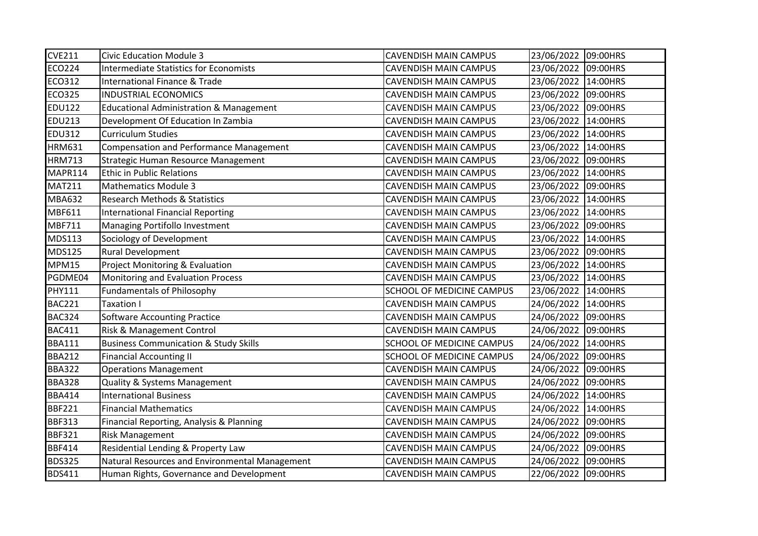| CVE211 | Civic Education Module 3 | CAVENDISH MAIN CAMPUS | 23/06/2022 | 09:00HRS |
|---|---|---|---|---|
| ECO224 | Intermediate Statistics for Economists | CAVENDISH MAIN CAMPUS | 23/06/2022 | 09:00HRS |
| ECO312 | International Finance & Trade | CAVENDISH MAIN CAMPUS | 23/06/2022 | 14:00HRS |
| ECO325 | INDUSTRIAL ECONOMICS | CAVENDISH MAIN CAMPUS | 23/06/2022 | 09:00HRS |
| EDU122 | Educational Administration & Management | CAVENDISH MAIN CAMPUS | 23/06/2022 | 09:00HRS |
| EDU213 | Development Of Education In Zambia | CAVENDISH MAIN CAMPUS | 23/06/2022 | 14:00HRS |
| EDU312 | Curriculum Studies | CAVENDISH MAIN CAMPUS | 23/06/2022 | 14:00HRS |
| HRM631 | Compensation and Performance Management | CAVENDISH MAIN CAMPUS | 23/06/2022 | 14:00HRS |
| HRM713 | Strategic Human Resource Management | CAVENDISH MAIN CAMPUS | 23/06/2022 | 09:00HRS |
| MAPR114 | Ethic in Public Relations | CAVENDISH MAIN CAMPUS | 23/06/2022 | 14:00HRS |
| MAT211 | Mathematics Module 3 | CAVENDISH MAIN CAMPUS | 23/06/2022 | 09:00HRS |
| MBA632 | Research Methods & Statistics | CAVENDISH MAIN CAMPUS | 23/06/2022 | 14:00HRS |
| MBF611 | International Financial Reporting | CAVENDISH MAIN CAMPUS | 23/06/2022 | 14:00HRS |
| MBF711 | Managing Portifollo Investment | CAVENDISH MAIN CAMPUS | 23/06/2022 | 09:00HRS |
| MDS113 | Sociology of Development | CAVENDISH MAIN CAMPUS | 23/06/2022 | 14:00HRS |
| MDS125 | Rural Development | CAVENDISH MAIN CAMPUS | 23/06/2022 | 09:00HRS |
| MPM15 | Project Monitoring & Evaluation | CAVENDISH MAIN CAMPUS | 23/06/2022 | 14:00HRS |
| PGDME04 | Monitoring and Evaluation Process | CAVENDISH MAIN CAMPUS | 23/06/2022 | 14:00HRS |
| PHY111 | Fundamentals of Philosophy | SCHOOL OF MEDICINE CAMPUS | 23/06/2022 | 14:00HRS |
| BAC221 | Taxation I | CAVENDISH MAIN CAMPUS | 24/06/2022 | 14:00HRS |
| BAC324 | Software Accounting Practice | CAVENDISH MAIN CAMPUS | 24/06/2022 | 09:00HRS |
| BAC411 | Risk & Management Control | CAVENDISH MAIN CAMPUS | 24/06/2022 | 09:00HRS |
| BBA111 | Business Communication & Study Skills | SCHOOL OF MEDICINE CAMPUS | 24/06/2022 | 14:00HRS |
| BBA212 | Financial Accounting II | SCHOOL OF MEDICINE CAMPUS | 24/06/2022 | 09:00HRS |
| BBA322 | Operations Management | CAVENDISH MAIN CAMPUS | 24/06/2022 | 09:00HRS |
| BBA328 | Quality & Systems Management | CAVENDISH MAIN CAMPUS | 24/06/2022 | 09:00HRS |
| BBA414 | International Business | CAVENDISH MAIN CAMPUS | 24/06/2022 | 14:00HRS |
| BBF221 | Financial Mathematics | CAVENDISH MAIN CAMPUS | 24/06/2022 | 14:00HRS |
| BBF313 | Financial Reporting, Analysis & Planning | CAVENDISH MAIN CAMPUS | 24/06/2022 | 09:00HRS |
| BBF321 | Risk Management | CAVENDISH MAIN CAMPUS | 24/06/2022 | 09:00HRS |
| BBF414 | Residential Lending & Property Law | CAVENDISH MAIN CAMPUS | 24/06/2022 | 09:00HRS |
| BDS325 | Natural Resources and Environmental Management | CAVENDISH MAIN CAMPUS | 24/06/2022 | 09:00HRS |
| BDS411 | Human Rights, Governance and Development | CAVENDISH MAIN CAMPUS | 22/06/2022 | 09:00HRS |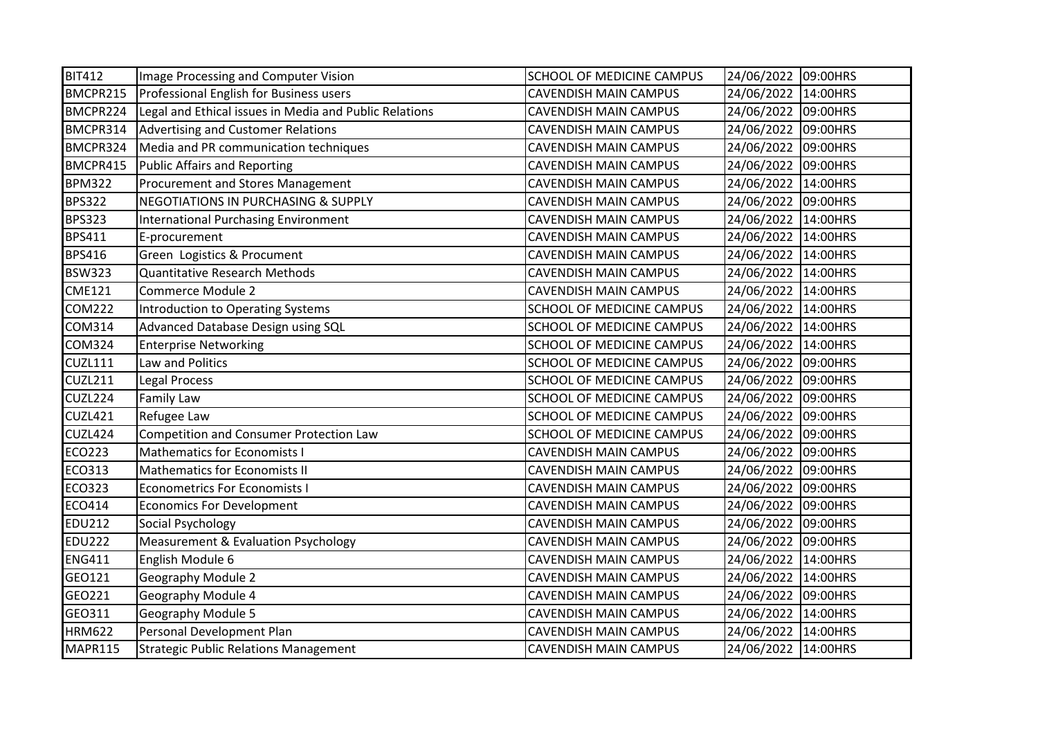| BIT412 | Image Processing and Computer Vision | SCHOOL OF MEDICINE CAMPUS | 24/06/2022 | 09:00HRS |
|---|---|---|---|---|
| BMCPR215 | Professional English for Business users | CAVENDISH MAIN CAMPUS | 24/06/2022 | 14:00HRS |
| BMCPR224 | Legal and Ethical issues in Media and Public Relations | CAVENDISH MAIN CAMPUS | 24/06/2022 | 09:00HRS |
| BMCPR314 | Advertising and Customer Relations | CAVENDISH MAIN CAMPUS | 24/06/2022 | 09:00HRS |
| BMCPR324 | Media and PR communication techniques | CAVENDISH MAIN CAMPUS | 24/06/2022 | 09:00HRS |
| BMCPR415 | Public Affairs and Reporting | CAVENDISH MAIN CAMPUS | 24/06/2022 | 09:00HRS |
| BPM322 | Procurement and Stores Management | CAVENDISH MAIN CAMPUS | 24/06/2022 | 14:00HRS |
| BPS322 | NEGOTIATIONS IN PURCHASING & SUPPLY | CAVENDISH MAIN CAMPUS | 24/06/2022 | 09:00HRS |
| BPS323 | International Purchasing Environment | CAVENDISH MAIN CAMPUS | 24/06/2022 | 14:00HRS |
| BPS411 | E-procurement | CAVENDISH MAIN CAMPUS | 24/06/2022 | 14:00HRS |
| BPS416 | Green Logistics & Procument | CAVENDISH MAIN CAMPUS | 24/06/2022 | 14:00HRS |
| BSW323 | Quantitative Research Methods | CAVENDISH MAIN CAMPUS | 24/06/2022 | 14:00HRS |
| CME121 | Commerce Module 2 | CAVENDISH MAIN CAMPUS | 24/06/2022 | 14:00HRS |
| COM222 | Introduction to Operating Systems | SCHOOL OF MEDICINE CAMPUS | 24/06/2022 | 14:00HRS |
| COM314 | Advanced Database Design using SQL | SCHOOL OF MEDICINE CAMPUS | 24/06/2022 | 14:00HRS |
| COM324 | Enterprise Networking | SCHOOL OF MEDICINE CAMPUS | 24/06/2022 | 14:00HRS |
| CUZL111 | Law and Politics | SCHOOL OF MEDICINE CAMPUS | 24/06/2022 | 09:00HRS |
| CUZL211 | Legal Process | SCHOOL OF MEDICINE CAMPUS | 24/06/2022 | 09:00HRS |
| CUZL224 | Family Law | SCHOOL OF MEDICINE CAMPUS | 24/06/2022 | 09:00HRS |
| CUZL421 | Refugee Law | SCHOOL OF MEDICINE CAMPUS | 24/06/2022 | 09:00HRS |
| CUZL424 | Competition and Consumer Protection Law | SCHOOL OF MEDICINE CAMPUS | 24/06/2022 | 09:00HRS |
| ECO223 | Mathematics for Economists I | CAVENDISH MAIN CAMPUS | 24/06/2022 | 09:00HRS |
| ECO313 | Mathematics for Economists II | CAVENDISH MAIN CAMPUS | 24/06/2022 | 09:00HRS |
| ECO323 | Econometrics For Economists I | CAVENDISH MAIN CAMPUS | 24/06/2022 | 09:00HRS |
| ECO414 | Economics For Development | CAVENDISH MAIN CAMPUS | 24/06/2022 | 09:00HRS |
| EDU212 | Social Psychology | CAVENDISH MAIN CAMPUS | 24/06/2022 | 09:00HRS |
| EDU222 | Measurement & Evaluation Psychology | CAVENDISH MAIN CAMPUS | 24/06/2022 | 09:00HRS |
| ENG411 | English Module 6 | CAVENDISH MAIN CAMPUS | 24/06/2022 | 14:00HRS |
| GEO121 | Geography Module 2 | CAVENDISH MAIN CAMPUS | 24/06/2022 | 14:00HRS |
| GEO221 | Geography Module 4 | CAVENDISH MAIN CAMPUS | 24/06/2022 | 09:00HRS |
| GEO311 | Geography Module 5 | CAVENDISH MAIN CAMPUS | 24/06/2022 | 14:00HRS |
| HRM622 | Personal Development Plan | CAVENDISH MAIN CAMPUS | 24/06/2022 | 14:00HRS |
| MAPR115 | Strategic Public Relations Management | CAVENDISH MAIN CAMPUS | 24/06/2022 | 14:00HRS |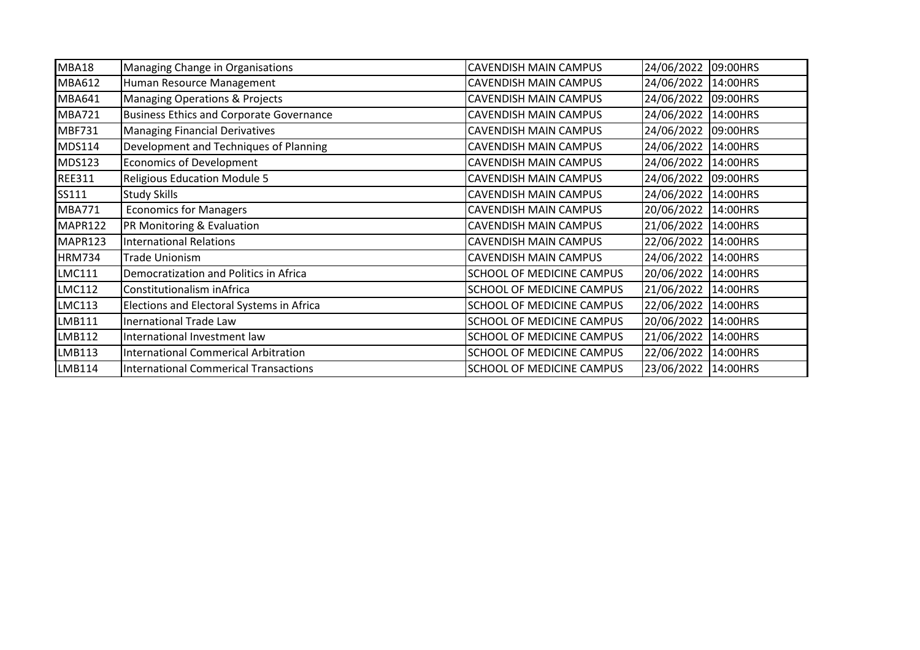| | | | | |
|---|---|---|---|---|
| MBA18 | Managing Change in Organisations | CAVENDISH MAIN CAMPUS | 24/06/2022 | 09:00HRS |
| MBA612 | Human Resource Management | CAVENDISH MAIN CAMPUS | 24/06/2022 | 14:00HRS |
| MBA641 | Managing Operations & Projects | CAVENDISH MAIN CAMPUS | 24/06/2022 | 09:00HRS |
| MBA721 | Business Ethics and Corporate Governance | CAVENDISH MAIN CAMPUS | 24/06/2022 | 14:00HRS |
| MBF731 | Managing Financial Derivatives | CAVENDISH MAIN CAMPUS | 24/06/2022 | 09:00HRS |
| MDS114 | Development and Techniques of Planning | CAVENDISH MAIN CAMPUS | 24/06/2022 | 14:00HRS |
| MDS123 | Economics of Development | CAVENDISH MAIN CAMPUS | 24/06/2022 | 14:00HRS |
| REE311 | Religious Education Module 5 | CAVENDISH MAIN CAMPUS | 24/06/2022 | 09:00HRS |
| SS111 | Study Skills | CAVENDISH MAIN CAMPUS | 24/06/2022 | 14:00HRS |
| MBA771 | Economics for Managers | CAVENDISH MAIN CAMPUS | 20/06/2022 | 14:00HRS |
| MAPR122 | PR Monitoring & Evaluation | CAVENDISH MAIN CAMPUS | 21/06/2022 | 14:00HRS |
| MAPR123 | International Relations | CAVENDISH MAIN CAMPUS | 22/06/2022 | 14:00HRS |
| HRM734 | Trade Unionism | CAVENDISH MAIN CAMPUS | 24/06/2022 | 14:00HRS |
| LMC111 | Democratization and Politics in Africa | SCHOOL OF MEDICINE CAMPUS | 20/06/2022 | 14:00HRS |
| LMC112 | Constitutionalism inAfrica | SCHOOL OF MEDICINE CAMPUS | 21/06/2022 | 14:00HRS |
| LMC113 | Elections and Electoral Systems in Africa | SCHOOL OF MEDICINE CAMPUS | 22/06/2022 | 14:00HRS |
| LMB111 | Inernational Trade Law | SCHOOL OF MEDICINE CAMPUS | 20/06/2022 | 14:00HRS |
| LMB112 | International Investment law | SCHOOL OF MEDICINE CAMPUS | 21/06/2022 | 14:00HRS |
| LMB113 | International Commerical Arbitration | SCHOOL OF MEDICINE CAMPUS | 22/06/2022 | 14:00HRS |
| LMB114 | International Commerical Transactions | SCHOOL OF MEDICINE CAMPUS | 23/06/2022 | 14:00HRS |